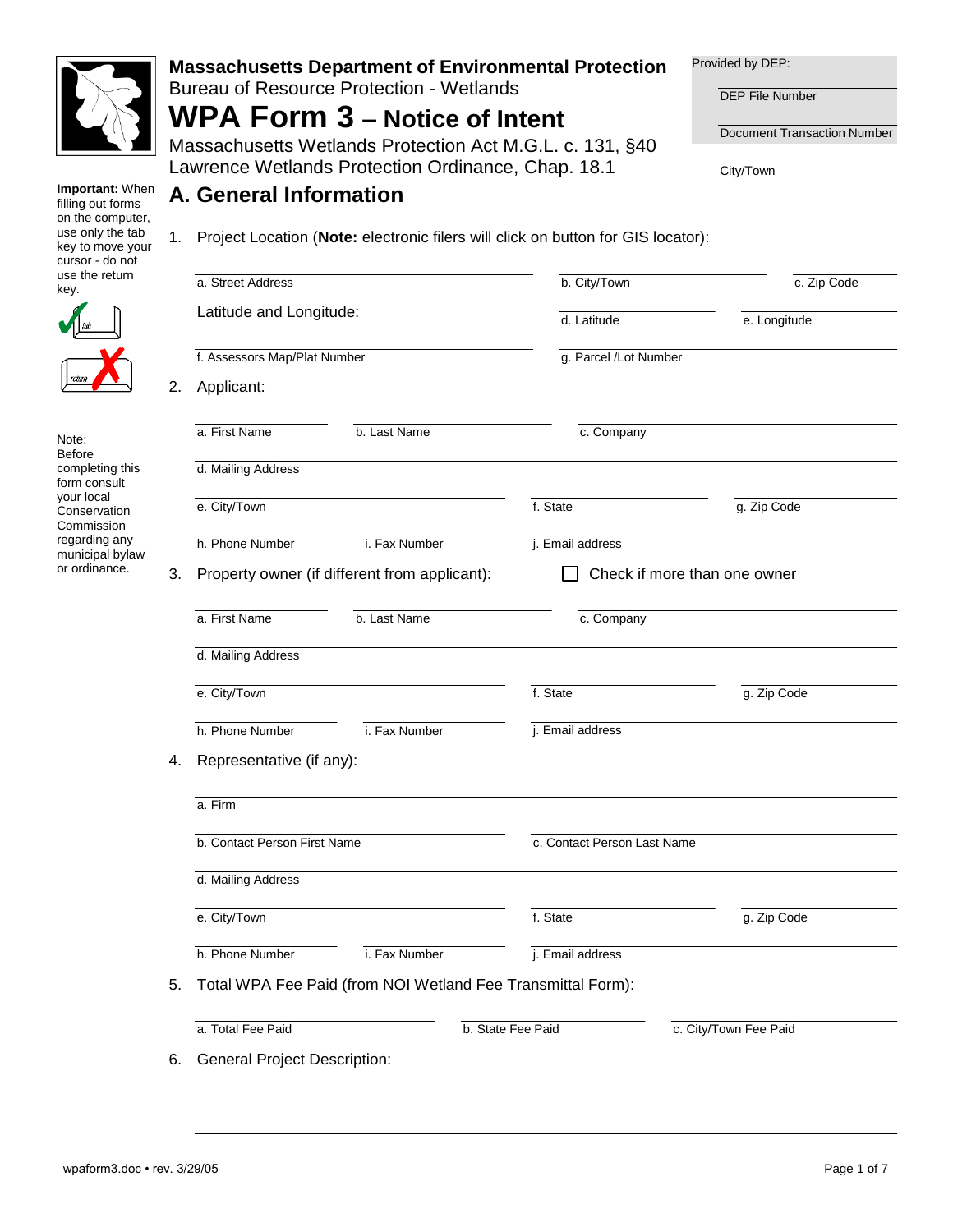# Massachusetts Department of Environmental Protection
Bureau of Resource Protection - Wetlands

# WPA Form 3 – Notice of Intent

Massachusetts Wetlands Protection Act M.G.L. c. 131, §40
Lawrence Wetlands Protection Ordinance, Chap. 18.1

Provided by DEP:

DEP File Number

Document Transaction Number

City/Town

**Important:** When filling out forms on the computer, use only the tab key to move your cursor - do not use the return key.

Note: Before completing this form consult your local Conservation Commission regarding any municipal bylaw or ordinance.

## A. General Information

1. Project Location (**Note:** electronic filers will click on button for GIS locator):

a. Street Address | b. City/Town | c. Zip Code

Latitude and Longitude: d. Latitude | e. Longitude

f. Assessors Map/Plat Number | g. Parcel /Lot Number

2. Applicant:

a. First Name | b. Last Name | c. Company

d. Mailing Address

e. City/Town | f. State | g. Zip Code

h. Phone Number | i. Fax Number | j. Email address

3. Property owner (if different from applicant): ☐ Check if more than one owner

a. First Name | b. Last Name | c. Company

d. Mailing Address

e. City/Town | f. State | g. Zip Code

h. Phone Number | i. Fax Number | j. Email address

4. Representative (if any):

a. Firm

b. Contact Person First Name | c. Contact Person Last Name

d. Mailing Address

e. City/Town | f. State | g. Zip Code

h. Phone Number | i. Fax Number | j. Email address

5. Total WPA Fee Paid (from NOI Wetland Fee Transmittal Form):

a. Total Fee Paid | b. State Fee Paid | c. City/Town Fee Paid

6. General Project Description:

wpaform3.doc • rev. 3/29/05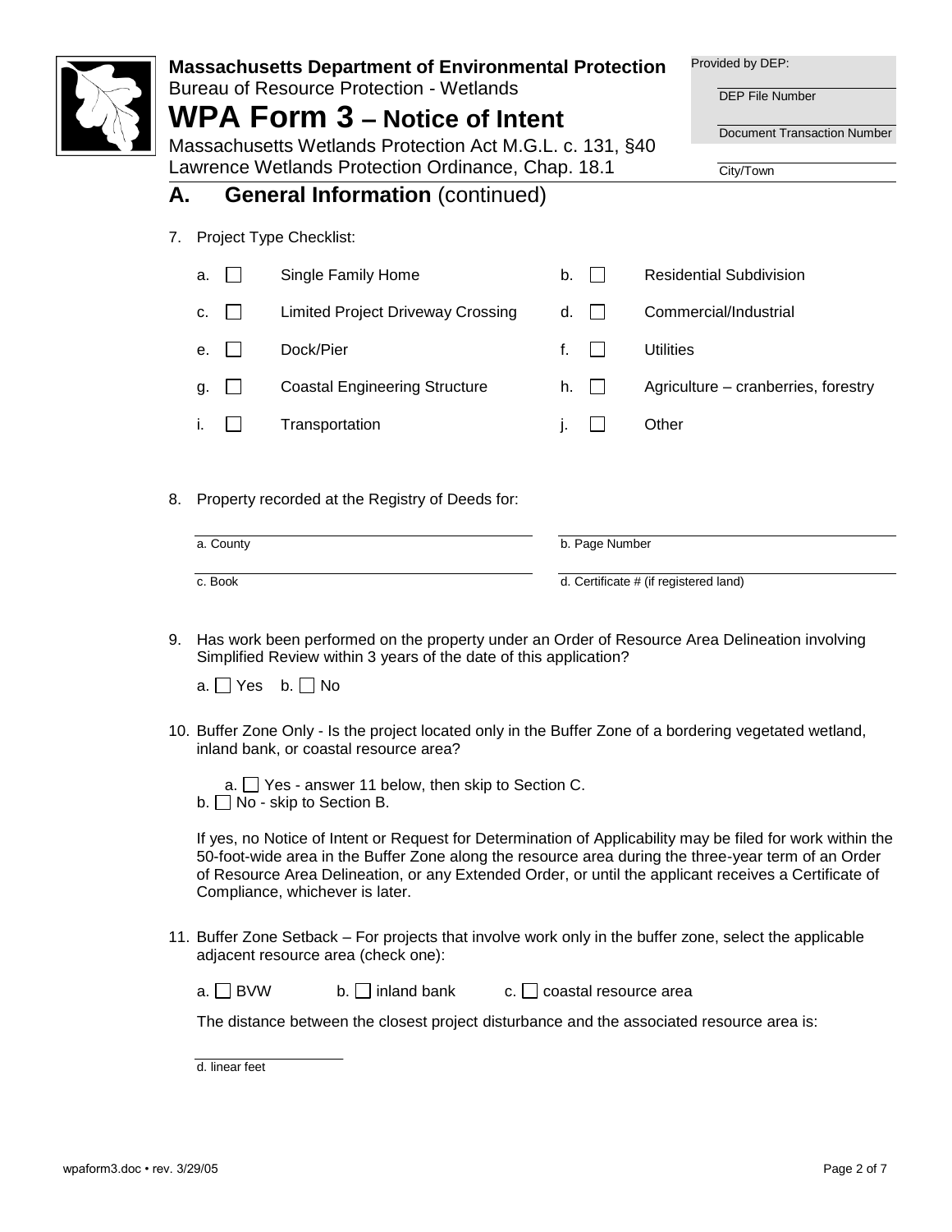**Massachusetts Department of Environmental Protection**
Bureau of Resource Protection - Wetlands

# WPA Form 3 – Notice of Intent

Massachusetts Wetlands Protection Act M.G.L. c. 131, §40
Lawrence Wetlands Protection Ordinance, Chap. 18.1

Provided by DEP:

DEP File Number

Document Transaction Number

City/Town

## A. General Information (continued)

7. Project Type Checklist:

| | | | |
|---|---|---|---|
| a. ☐ | Single Family Home | b. ☐ | Residential Subdivision |
| c. ☐ | Limited Project Driveway Crossing | d. ☐ | Commercial/Industrial |
| e. ☐ | Dock/Pier | f. ☐ | Utilities |
| g. ☐ | Coastal Engineering Structure | h. ☐ | Agriculture – cranberries, forestry |
| i. ☐ | Transportation | j. ☐ | Other |

8. Property recorded at the Registry of Deeds for:

a. County ______________ b. Page Number ______________

c. Book ______________ d. Certificate # (if registered land) ______________

9. Has work been performed on the property under an Order of Resource Area Delineation involving Simplified Review within 3 years of the date of this application?

a. ☐ Yes b. ☐ No

10. Buffer Zone Only - Is the project located only in the Buffer Zone of a bordering vegetated wetland, inland bank, or coastal resource area?

a. ☐ Yes - answer 11 below, then skip to Section C.
b. ☐ No - skip to Section B.

If yes, no Notice of Intent or Request for Determination of Applicability may be filed for work within the 50-foot-wide area in the Buffer Zone along the resource area during the three-year term of an Order of Resource Area Delineation, or any Extended Order, or until the applicant receives a Certificate of Compliance, whichever is later.

11. Buffer Zone Setback – For projects that involve work only in the buffer zone, select the applicable adjacent resource area (check one):

a. ☐ BVW b. ☐ inland bank c. ☐ coastal resource area

The distance between the closest project disturbance and the associated resource area is:

______________
d. linear feet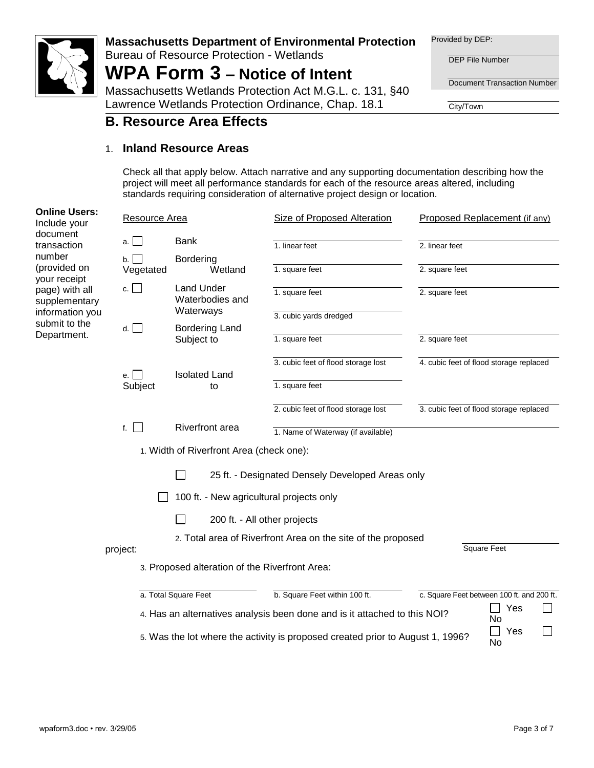**Massachusetts Department of Environmental Protection**
Bureau of Resource Protection - Wetlands

# WPA Form 3 – Notice of Intent

Massachusetts Wetlands Protection Act M.G.L. c. 131, §40
Lawrence Wetlands Protection Ordinance, Chap. 18.1

Provided by DEP:

DEP File Number

Document Transaction Number

City/Town

## B. Resource Area Effects

### 1. Inland Resource Areas

Check all that apply below. Attach narrative and any supporting documentation describing how the project will meet all performance standards for each of the resource areas altered, including standards requiring consideration of alternative project design or location.

**Online Users:** Include your document transaction number (provided on your receipt page) with all supplementary information you submit to the Department.

| Resource Area | Size of Proposed Alteration | Proposed Replacement (if any) |
|---|---|---|
| a. ☐ Bank | 1. linear feet | 2. linear feet |
| b. ☐ Bordering Vegetated Wetland | 1. square feet | 2. square feet |
| c. ☐ Land Under Waterbodies and Waterways | 1. square feet | 2. square feet |
| | 3. cubic yards dredged | |
| d. ☐ Bordering Land Subject to | 1. square feet | 2. square feet |
| | 3. cubic feet of flood storage lost | 4. cubic feet of flood storage replaced |
| e. ☐ Isolated Land Subject to | 1. square feet | |
| | 2. cubic feet of flood storage lost | 3. cubic feet of flood storage replaced |
| f. ☐ Riverfront area | 1. Name of Waterway (if available) | |

1. Width of Riverfront Area (check one):

☐ 25 ft. - Designated Densely Developed Areas only

☐ 100 ft. - New agricultural projects only

☐ 200 ft. - All other projects

2. Total area of Riverfront Area on the site of the proposed project: ______ Square Feet

3. Proposed alteration of the Riverfront Area:

| a. Total Square Feet | b. Square Feet within 100 ft. | c. Square Feet between 100 ft. and 200 ft. |
|---|---|---|
| | | |

4. Has an alternatives analysis been done and is it attached to this NOI? ☐ Yes ☐ No

5. Was the lot where the activity is proposed created prior to August 1, 1996? ☐ Yes ☐ No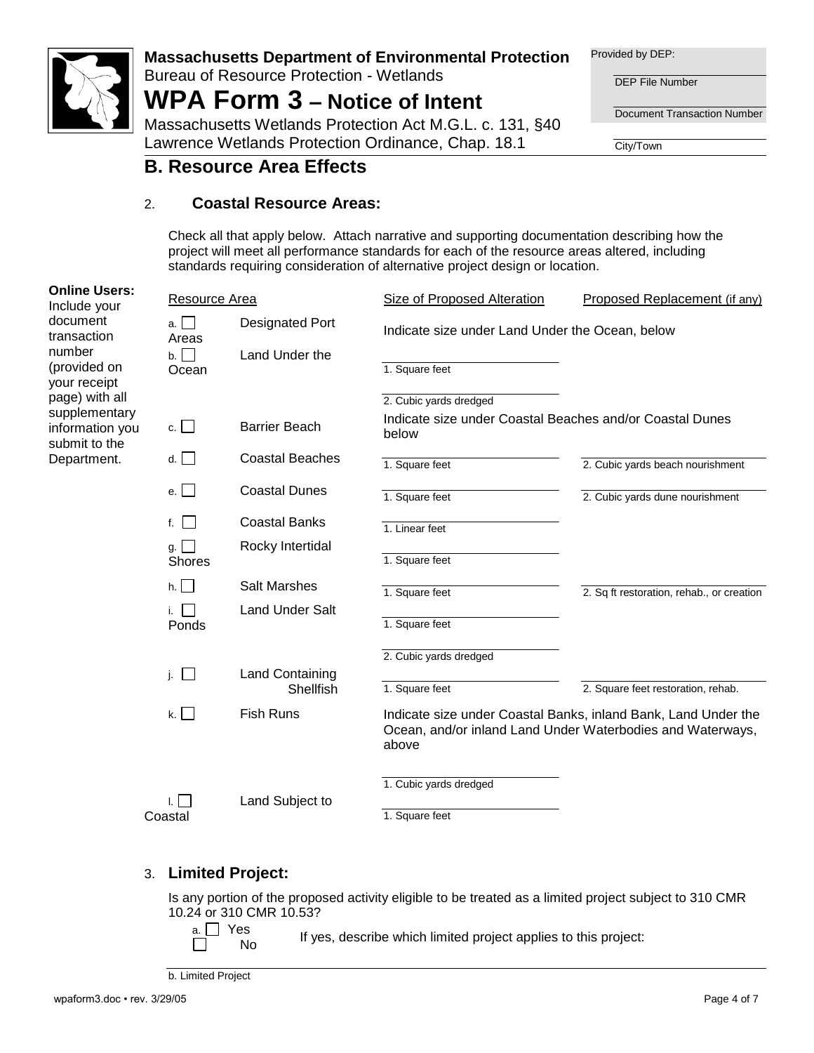**Massachusetts Department of Environmental Protection**
Bureau of Resource Protection - Wetlands

# WPA Form 3 – Notice of Intent

Massachusetts Wetlands Protection Act M.G.L. c. 131, §40
Lawrence Wetlands Protection Ordinance, Chap. 18.1

Provided by DEP:

DEP File Number

Document Transaction Number

City/Town

## B. Resource Area Effects

### 2. Coastal Resource Areas:

Check all that apply below. Attach narrative and supporting documentation describing how the project will meet all performance standards for each of the resource areas altered, including standards requiring consideration of alternative project design or location.

**Online Users:** Include your document transaction number (provided on your receipt page) with all supplementary information you submit to the Department.

| Resource Area | | Size of Proposed Alteration | Proposed Replacement (if any) |
|---|---|---|---|
| a. ☐ | Designated Port Areas | Indicate size under Land Under the Ocean, below | |
| b. ☐ | Land Under the Ocean | 1. Square feet | |
| | | 2. Cubic yards dredged | |
| c. ☐ | Barrier Beach | Indicate size under Coastal Beaches and/or Coastal Dunes below | |
| d. ☐ | Coastal Beaches | 1. Square feet | 2. Cubic yards beach nourishment |
| e. ☐ | Coastal Dunes | 1. Square feet | 2. Cubic yards dune nourishment |
| f. ☐ | Coastal Banks | 1. Linear feet | |
| g. ☐ | Rocky Intertidal Shores | 1. Square feet | |
| h. ☐ | Salt Marshes | 1. Square feet | 2. Sq ft restoration, rehab., or creation |
| i. ☐ | Land Under Salt Ponds | 1. Square feet | |
| | | 2. Cubic yards dredged | |
| j. ☐ | Land Containing Shellfish | 1. Square feet | 2. Square feet restoration, rehab. |
| k. ☐ | Fish Runs | Indicate size under Coastal Banks, inland Bank, Land Under the Ocean, and/or inland Land Under Waterbodies and Waterways, above | |
| | | 1. Cubic yards dredged | |
| l. ☐ | Land Subject to Coastal | 1. Square feet | |

### 3. Limited Project:

Is any portion of the proposed activity eligible to be treated as a limited project subject to 310 CMR 10.24 or 310 CMR 10.53?

a. ☐ Yes ☐ No If yes, describe which limited project applies to this project:

b. Limited Project

wpaform3.doc • rev. 3/29/05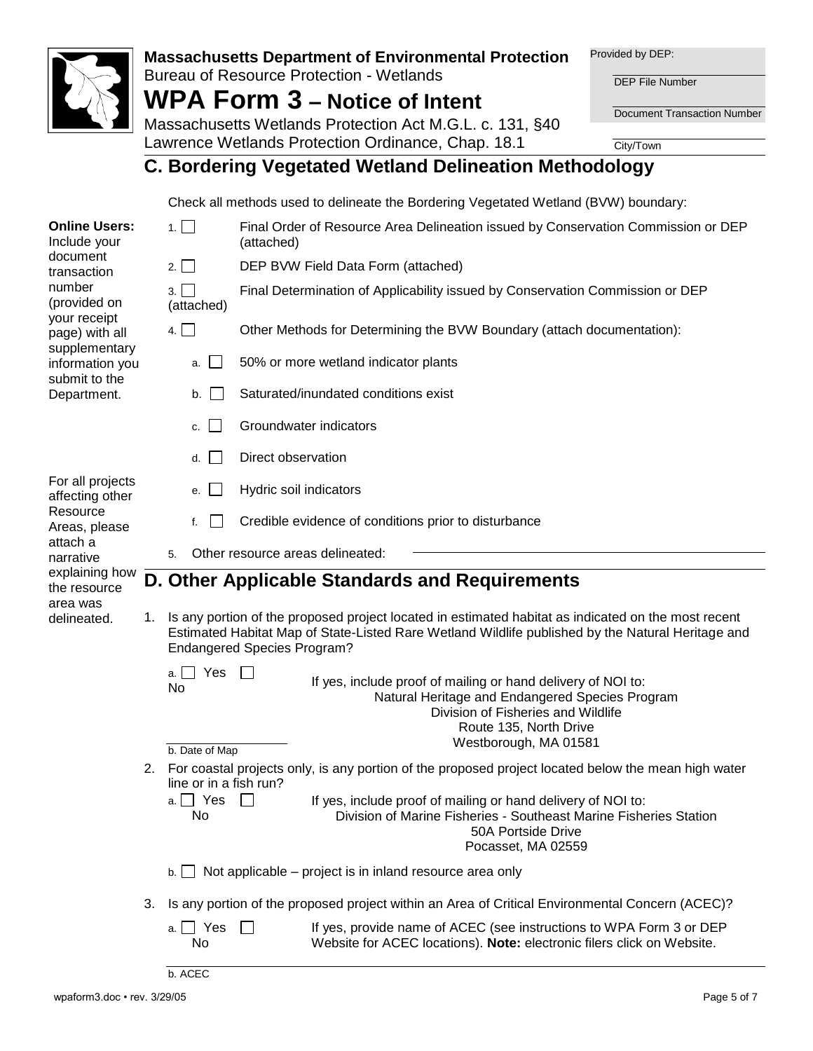**Massachusetts Department of Environmental Protection**
Bureau of Resource Protection - Wetlands

# WPA Form 3 – Notice of Intent

Massachusetts Wetlands Protection Act M.G.L. c. 131, §40
Lawrence Wetlands Protection Ordinance, Chap. 18.1

Provided by DEP:

DEP File Number

Document Transaction Number

City/Town

## C. Bordering Vegetated Wetland Delineation Methodology

**Online Users:** Include your document transaction number (provided on your receipt page) with all supplementary information you submit to the Department.

Check all methods used to delineate the Bordering Vegetated Wetland (BVW) boundary:

1. ☐ Final Order of Resource Area Delineation issued by Conservation Commission or DEP (attached)
2. ☐ DEP BVW Field Data Form (attached)
3. ☐ Final Determination of Applicability issued by Conservation Commission or DEP (attached)
4. ☐ Other Methods for Determining the BVW Boundary (attach documentation):
   - a. ☐ 50% or more wetland indicator plants
   - b. ☐ Saturated/inundated conditions exist
   - c. ☐ Groundwater indicators
   - d. ☐ Direct observation
   - e. ☐ Hydric soil indicators
   - f. ☐ Credible evidence of conditions prior to disturbance
5. Other resource areas delineated: \_\_\_\_\_\_\_\_\_\_\_\_\_\_\_\_

For all projects affecting other Resource Areas, please attach a narrative explaining how the resource area was delineated.

## D. Other Applicable Standards and Requirements

1. Is any portion of the proposed project located in estimated habitat as indicated on the most recent Estimated Habitat Map of State-Listed Rare Wetland Wildlife published by the Natural Heritage and Endangered Species Program?

   a. ☐ Yes ☐ No

   If yes, include proof of mailing or hand delivery of NOI to:
   Natural Heritage and Endangered Species Program
   Division of Fisheries and Wildlife
   Route 135, North Drive
   Westborough, MA 01581

   \_\_\_\_\_\_\_\_\_\_\_\_\_\_\_\_
   b. Date of Map

2. For coastal projects only, is any portion of the proposed project located below the mean high water line or in a fish run?

   a. ☐ Yes ☐ No

   If yes, include proof of mailing or hand delivery of NOI to:
   Division of Marine Fisheries - Southeast Marine Fisheries Station
   50A Portside Drive
   Pocasset, MA 02559

   b. ☐ Not applicable – project is in inland resource area only

3. Is any portion of the proposed project within an Area of Critical Environmental Concern (ACEC)?

   a. ☐ Yes ☐ No

   If yes, provide name of ACEC (see instructions to WPA Form 3 or DEP Website for ACEC locations). **Note:** electronic filers click on Website.

   \_\_\_\_\_\_\_\_\_\_\_\_\_\_\_\_
   b. ACEC

wpaform3.doc • rev. 3/29/05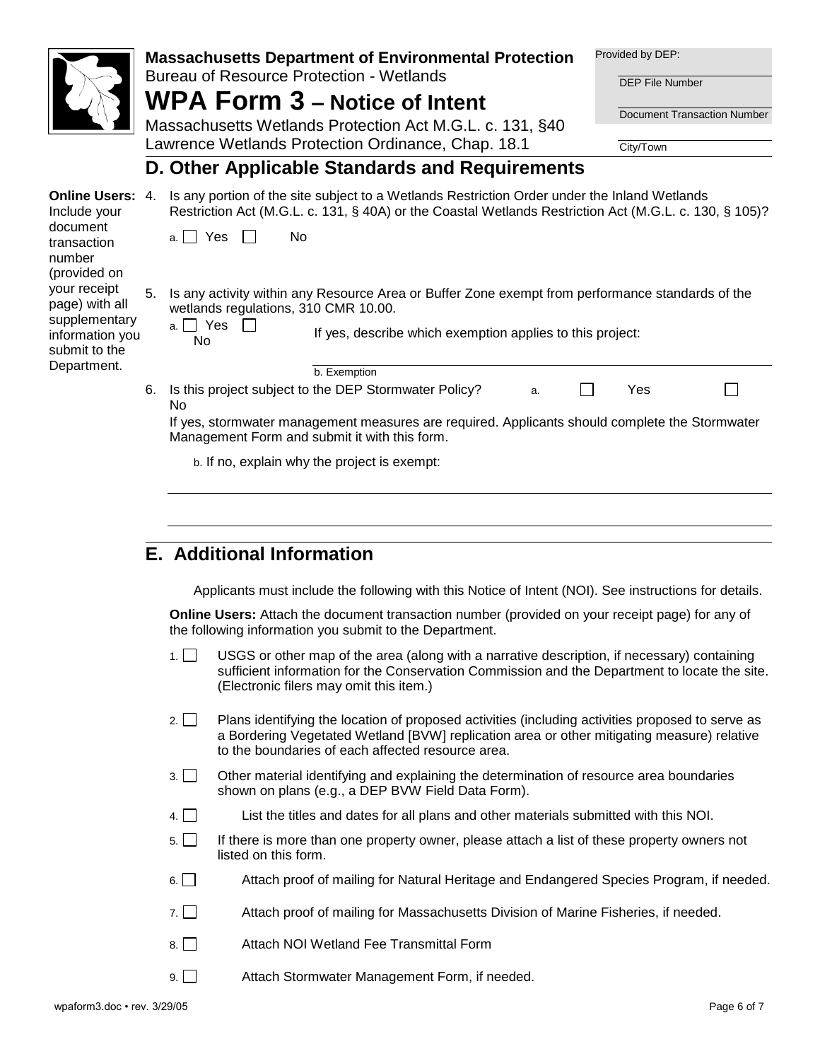**Massachusetts Department of Environmental Protection**
Bureau of Resource Protection - Wetlands

# WPA Form 3 – Notice of Intent

Massachusetts Wetlands Protection Act M.G.L. c. 131, §40
Lawrence Wetlands Protection Ordinance, Chap. 18.1

Provided by DEP:

DEP File Number

Document Transaction Number

City/Town

## D. Other Applicable Standards and Requirements

**Online Users:** Include your document transaction number (provided on your receipt page) with all supplementary information you submit to the Department.

4. Is any portion of the site subject to a Wetlands Restriction Order under the Inland Wetlands Restriction Act (M.G.L. c. 131, § 40A) or the Coastal Wetlands Restriction Act (M.G.L. c. 130, § 105)?

   a. ☐ Yes ☐ No

5. Is any activity within any Resource Area or Buffer Zone exempt from performance standards of the wetlands regulations, 310 CMR 10.00.

   a. ☐ Yes ☐ No   If yes, describe which exemption applies to this project:

   b. Exemption

6. Is this project subject to the DEP Stormwater Policy?   a. ☐ Yes ☐ No

   If yes, stormwater management measures are required. Applicants should complete the Stormwater Management Form and submit it with this form.

   b. If no, explain why the project is exempt:

## E. Additional Information

Applicants must include the following with this Notice of Intent (NOI). See instructions for details.

**Online Users:** Attach the document transaction number (provided on your receipt page) for any of the following information you submit to the Department.

1. ☐ USGS or other map of the area (along with a narrative description, if necessary) containing sufficient information for the Conservation Commission and the Department to locate the site. (Electronic filers may omit this item.)
2. ☐ Plans identifying the location of proposed activities (including activities proposed to serve as a Bordering Vegetated Wetland [BVW] replication area or other mitigating measure) relative to the boundaries of each affected resource area.
3. ☐ Other material identifying and explaining the determination of resource area boundaries shown on plans (e.g., a DEP BVW Field Data Form).
4. ☐ List the titles and dates for all plans and other materials submitted with this NOI.
5. ☐ If there is more than one property owner, please attach a list of these property owners not listed on this form.
6. ☐ Attach proof of mailing for Natural Heritage and Endangered Species Program, if needed.
7. ☐ Attach proof of mailing for Massachusetts Division of Marine Fisheries, if needed.
8. ☐ Attach NOI Wetland Fee Transmittal Form
9. ☐ Attach Stormwater Management Form, if needed.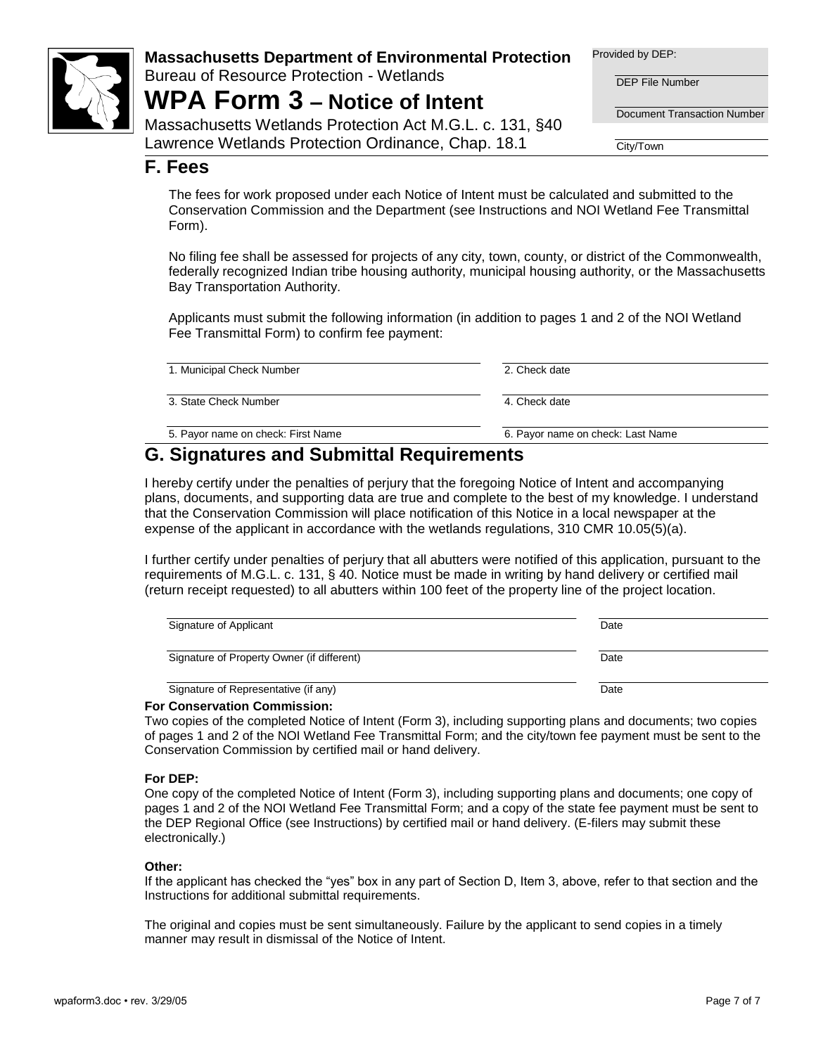**Massachusetts Department of Environmental Protection**
Bureau of Resource Protection - Wetlands

# WPA Form 3 – Notice of Intent

Massachusetts Wetlands Protection Act M.G.L. c. 131, §40
Lawrence Wetlands Protection Ordinance, Chap. 18.1

Provided by DEP:

DEP File Number

Document Transaction Number

City/Town

## F. Fees

The fees for work proposed under each Notice of Intent must be calculated and submitted to the Conservation Commission and the Department (see Instructions and NOI Wetland Fee Transmittal Form).

No filing fee shall be assessed for projects of any city, town, county, or district of the Commonwealth, federally recognized Indian tribe housing authority, municipal housing authority, or the Massachusetts Bay Transportation Authority.

Applicants must submit the following information (in addition to pages 1 and 2 of the NOI Wetland Fee Transmittal Form) to confirm fee payment:

| | |
|---|---|
| 1. Municipal Check Number | 2. Check date |
| 3. State Check Number | 4. Check date |
| 5. Payor name on check: First Name | 6. Payor name on check: Last Name |

## G. Signatures and Submittal Requirements

I hereby certify under the penalties of perjury that the foregoing Notice of Intent and accompanying plans, documents, and supporting data are true and complete to the best of my knowledge. I understand that the Conservation Commission will place notification of this Notice in a local newspaper at the expense of the applicant in accordance with the wetlands regulations, 310 CMR 10.05(5)(a).

I further certify under penalties of perjury that all abutters were notified of this application, pursuant to the requirements of M.G.L. c. 131, § 40. Notice must be made in writing by hand delivery or certified mail (return receipt requested) to all abutters within 100 feet of the property line of the project location.

| | |
|---|---|
| Signature of Applicant | Date |
| Signature of Property Owner (if different) | Date |
| Signature of Representative (if any) | Date |

**For Conservation Commission:**
Two copies of the completed Notice of Intent (Form 3), including supporting plans and documents; two copies of pages 1 and 2 of the NOI Wetland Fee Transmittal Form; and the city/town fee payment must be sent to the Conservation Commission by certified mail or hand delivery.

**For DEP:**
One copy of the completed Notice of Intent (Form 3), including supporting plans and documents; one copy of pages 1 and 2 of the NOI Wetland Fee Transmittal Form; and a copy of the state fee payment must be sent to the DEP Regional Office (see Instructions) by certified mail or hand delivery. (E-filers may submit these electronically.)

**Other:**
If the applicant has checked the "yes" box in any part of Section D, Item 3, above, refer to that section and the Instructions for additional submittal requirements.

The original and copies must be sent simultaneously. Failure by the applicant to send copies in a timely manner may result in dismissal of the Notice of Intent.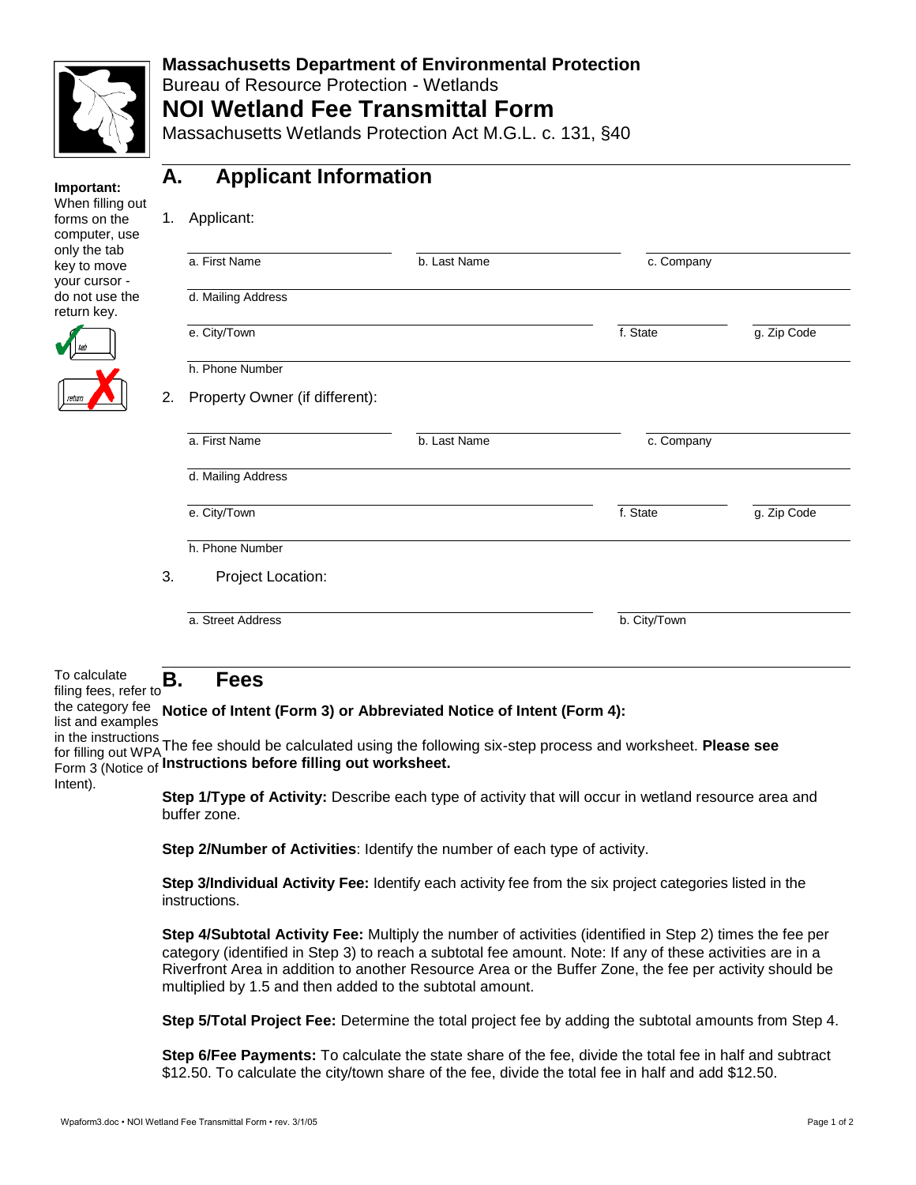**Massachusetts Department of Environmental Protection**
Bureau of Resource Protection - Wetlands

# NOI Wetland Fee Transmittal Form

Massachusetts Wetlands Protection Act M.G.L. c. 131, §40

**Important:** When filling out forms on the computer, use only the tab key to move your cursor - do not use the return key.

## A. Applicant Information

1. Applicant:

a. First Name ______ b. Last Name ______ c. Company ______

d. Mailing Address ______

e. City/Town ______ f. State ______ g. Zip Code ______

h. Phone Number ______

2. Property Owner (if different):

a. First Name ______ b. Last Name ______ c. Company ______

d. Mailing Address ______

e. City/Town ______ f. State ______ g. Zip Code ______

h. Phone Number ______

3. Project Location:

a. Street Address ______ b. City/Town ______

## B. Fees

To calculate filing fees, refer to the category fee list and examples in the instructions for filling out WPA Form 3 (Notice of Intent).

**Notice of Intent (Form 3) or Abbreviated Notice of Intent (Form 4):**

The fee should be calculated using the following six-step process and worksheet. **Please see Instructions before filling out worksheet.**

**Step 1/Type of Activity:** Describe each type of activity that will occur in wetland resource area and buffer zone.

**Step 2/Number of Activities**: Identify the number of each type of activity.

**Step 3/Individual Activity Fee:** Identify each activity fee from the six project categories listed in the instructions.

**Step 4/Subtotal Activity Fee:** Multiply the number of activities (identified in Step 2) times the fee per category (identified in Step 3) to reach a subtotal fee amount. Note: If any of these activities are in a Riverfront Area in addition to another Resource Area or the Buffer Zone, the fee per activity should be multiplied by 1.5 and then added to the subtotal amount.

**Step 5/Total Project Fee:** Determine the total project fee by adding the subtotal amounts from Step 4.

**Step 6/Fee Payments:** To calculate the state share of the fee, divide the total fee in half and subtract $12.50. To calculate the city/town share of the fee, divide the total fee in half and add $12.50.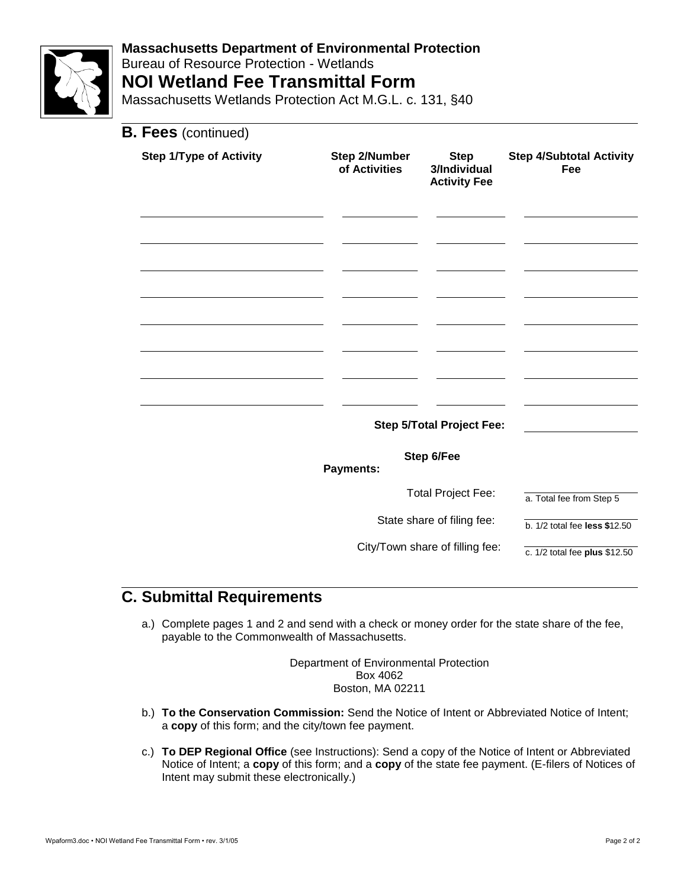**Massachusetts Department of Environmental Protection**
Bureau of Resource Protection - Wetlands
## NOI Wetland Fee Transmittal Form
Massachusetts Wetlands Protection Act M.G.L. c. 131, §40

## B. Fees (continued)

| Step 1/Type of Activity | Step 2/Number of Activities | Step 3/Individual Activity Fee | Step 4/Subtotal Activity Fee |
|---|---|---|---|
| | | | |
| | | | |
| | | | |
| | | | |
| | | | |
| | | | |
| | | | |
| | | | |

**Step 5/Total Project Fee:** ____________

**Step 6/Fee Payments:**

Total Project Fee: ____________ a. Total fee from Step 5

State share of filing fee: ____________ b. 1/2 total fee **less $**12.50

City/Town share of filling fee: ____________ c. 1/2 total fee **plus** $12.50

## C. Submittal Requirements

a.) Complete pages 1 and 2 and send with a check or money order for the state share of the fee, payable to the Commonwealth of Massachusetts.

Department of Environmental Protection
Box 4062
Boston, MA 02211

b.) **To the Conservation Commission:** Send the Notice of Intent or Abbreviated Notice of Intent; a **copy** of this form; and the city/town fee payment.

c.) **To DEP Regional Office** (see Instructions): Send a copy of the Notice of Intent or Abbreviated Notice of Intent; a **copy** of this form; and a **copy** of the state fee payment. (E-filers of Notices of Intent may submit these electronically.)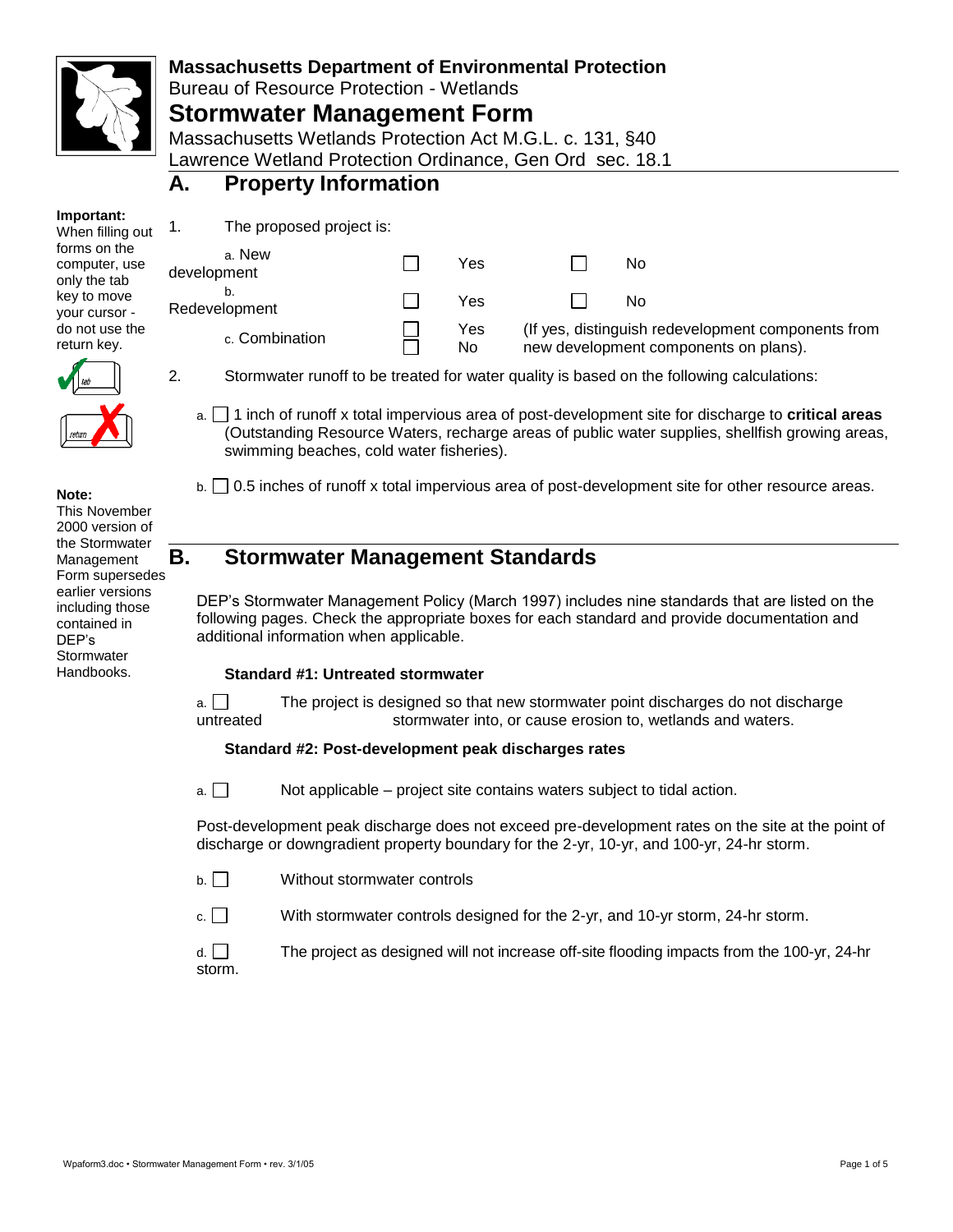**Massachusetts Department of Environmental Protection**
Bureau of Resource Protection - Wetlands

# Stormwater Management Form

Massachusetts Wetlands Protection Act M.G.L. c. 131, §40
Lawrence Wetland Protection Ordinance, Gen Ord sec. 18.1

**Important:**
When filling out forms on the computer, use only the tab key to move your cursor - do not use the return key.

**Note:**
This November 2000 version of the Stormwater Management Form supersedes earlier versions including those contained in DEP's Stormwater Handbooks.

## A. Property Information

1. The proposed project is:

| | | | | |
|---|---|---|---|---|
| a. New development | ☐ | Yes | ☐ | No |
| b. Redevelopment | ☐ | Yes | ☐ | No |
| c. Combination | ☐ ☐ | Yes No | | (If yes, distinguish redevelopment components from new development components on plans). |

2. Stormwater runoff to be treated for water quality is based on the following calculations:

   a. ☐ 1 inch of runoff x total impervious area of post-development site for discharge to **critical areas** (Outstanding Resource Waters, recharge areas of public water supplies, shellfish growing areas, swimming beaches, cold water fisheries).

   b. ☐ 0.5 inches of runoff x total impervious area of post-development site for other resource areas.

## B. Stormwater Management Standards

DEP's Stormwater Management Policy (March 1997) includes nine standards that are listed on the following pages. Check the appropriate boxes for each standard and provide documentation and additional information when applicable.

### Standard #1: Untreated stormwater

a. ☐ The project is designed so that new stormwater point discharges do not discharge untreated stormwater into, or cause erosion to, wetlands and waters.

### Standard #2: Post-development peak discharges rates

a. ☐ Not applicable – project site contains waters subject to tidal action.

Post-development peak discharge does not exceed pre-development rates on the site at the point of discharge or downgradient property boundary for the 2-yr, 10-yr, and 100-yr, 24-hr storm.

b. ☐ Without stormwater controls

c. ☐ With stormwater controls designed for the 2-yr, and 10-yr storm, 24-hr storm.

d. ☐ The project as designed will not increase off-site flooding impacts from the 100-yr, 24-hr storm.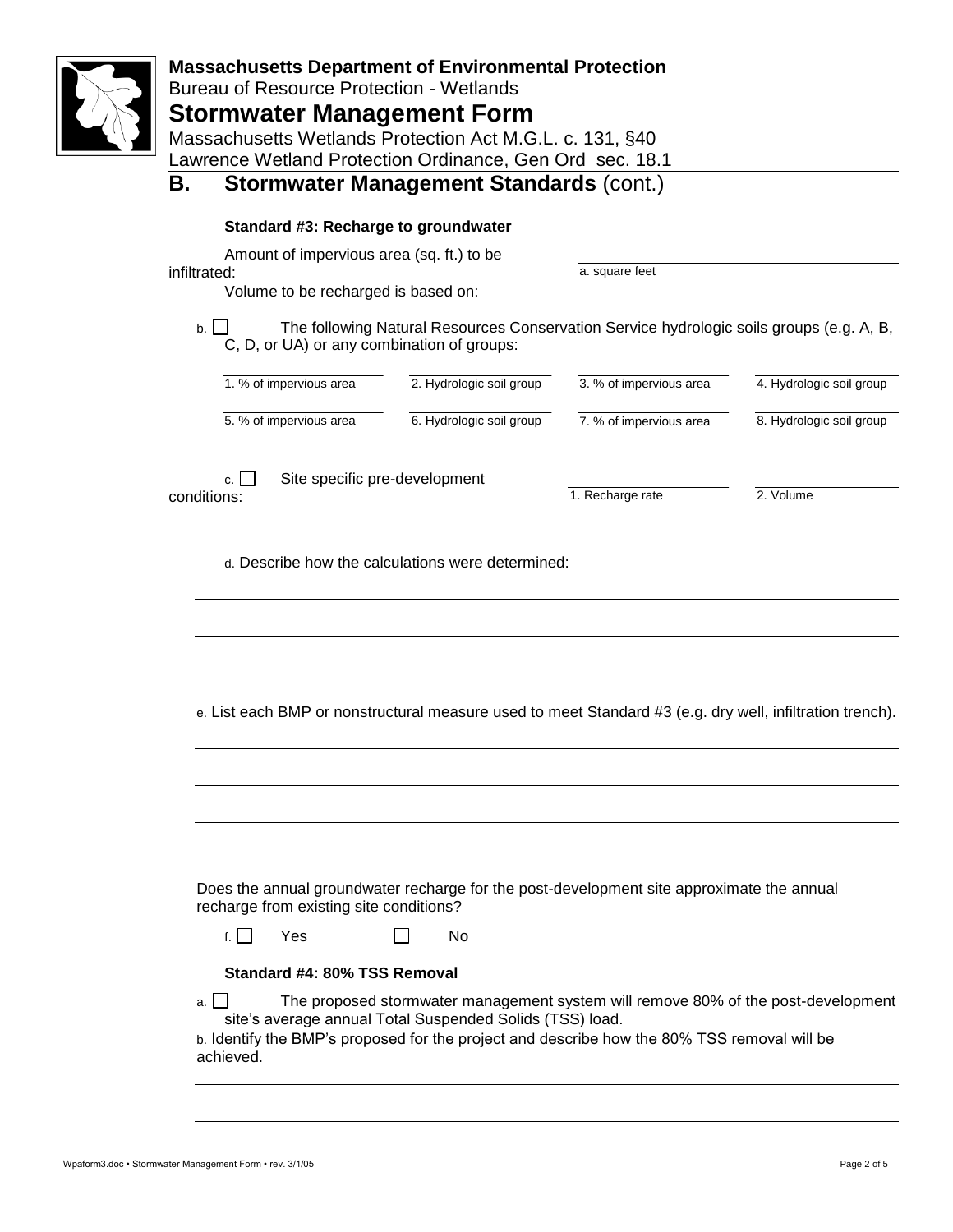**Massachusetts Department of Environmental Protection**
Bureau of Resource Protection - Wetlands

# Stormwater Management Form

Massachusetts Wetlands Protection Act M.G.L. c. 131, §40
Lawrence Wetland Protection Ordinance, Gen Ord sec. 18.1

## B. Stormwater Management Standards (cont.)

**Standard #3: Recharge to groundwater**

Amount of impervious area (sq. ft.) to be infiltrated: ______________________
a. square feet

Volume to be recharged is based on:

b. ☐ The following Natural Resources Conservation Service hydrologic soils groups (e.g. A, B, C, D, or UA) or any combination of groups:

| 1. % of impervious area | 2. Hydrologic soil group | 3. % of impervious area | 4. Hydrologic soil group |
|---|---|---|---|
| 5. % of impervious area | 6. Hydrologic soil group | 7. % of impervious area | 8. Hydrologic soil group |

c. ☐ Site specific pre-development conditions: ______________ 1. Recharge rate ______________ 2. Volume

d. Describe how the calculations were determined:

______________________________________________________________________

______________________________________________________________________

______________________________________________________________________

e. List each BMP or nonstructural measure used to meet Standard #3 (e.g. dry well, infiltration trench).

______________________________________________________________________

______________________________________________________________________

______________________________________________________________________

Does the annual groundwater recharge for the post-development site approximate the annual recharge from existing site conditions?

f. ☐ Yes ☐ No

**Standard #4: 80% TSS Removal**

a. ☐ The proposed stormwater management system will remove 80% of the post-development site's average annual Total Suspended Solids (TSS) load.

b. Identify the BMP's proposed for the project and describe how the 80% TSS removal will be achieved.

______________________________________________________________________

______________________________________________________________________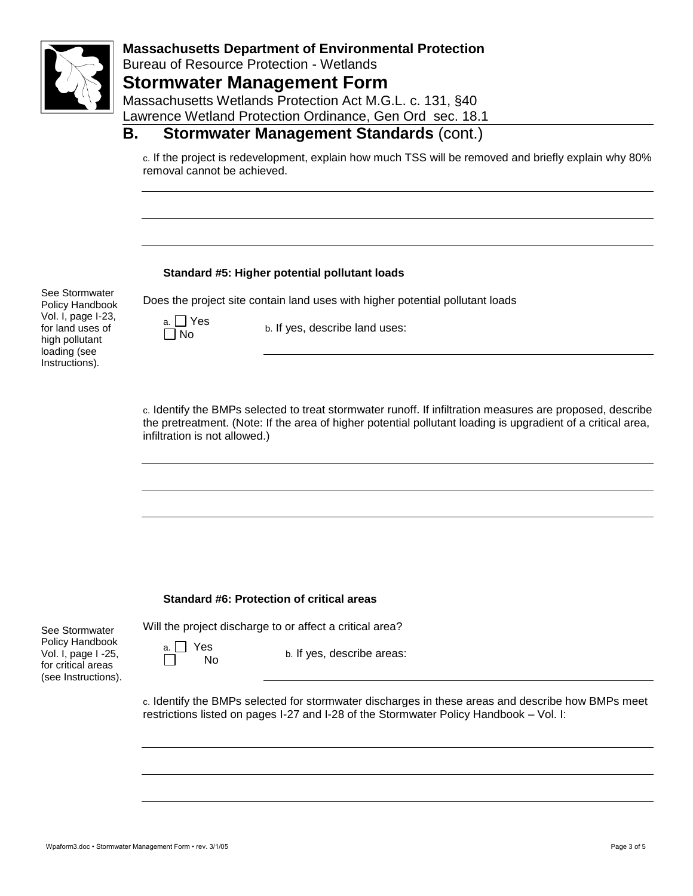**Massachusetts Department of Environmental Protection**
Bureau of Resource Protection - Wetlands

# Stormwater Management Form

Massachusetts Wetlands Protection Act M.G.L. c. 131, §40
Lawrence Wetland Protection Ordinance, Gen Ord sec. 18.1

## B. Stormwater Management Standards (cont.)

c. If the project is redevelopment, explain how much TSS will be removed and briefly explain why 80% removal cannot be achieved.

______________________________________________

______________________________________________

______________________________________________

### Standard #5: Higher potential pollutant loads

See Stormwater Policy Handbook Vol. I, page I-23, for land uses of high pollutant loading (see Instructions).

Does the project site contain land uses with higher potential pollutant loads

a. ☐ Yes ☐ No

b. If yes, describe land uses:

______________________________________________

c. Identify the BMPs selected to treat stormwater runoff. If infiltration measures are proposed, describe the pretreatment. (Note: If the area of higher potential pollutant loading is upgradient of a critical area, infiltration is not allowed.)

______________________________________________

______________________________________________

______________________________________________

### Standard #6: Protection of critical areas

See Stormwater Policy Handbook Vol. I, page I -25, for critical areas (see Instructions).

Will the project discharge to or affect a critical area?

a. ☐ Yes ☐ No

b. If yes, describe areas:

______________________________________________

c. Identify the BMPs selected for stormwater discharges in these areas and describe how BMPs meet restrictions listed on pages I-27 and I-28 of the Stormwater Policy Handbook – Vol. I:

______________________________________________

______________________________________________

______________________________________________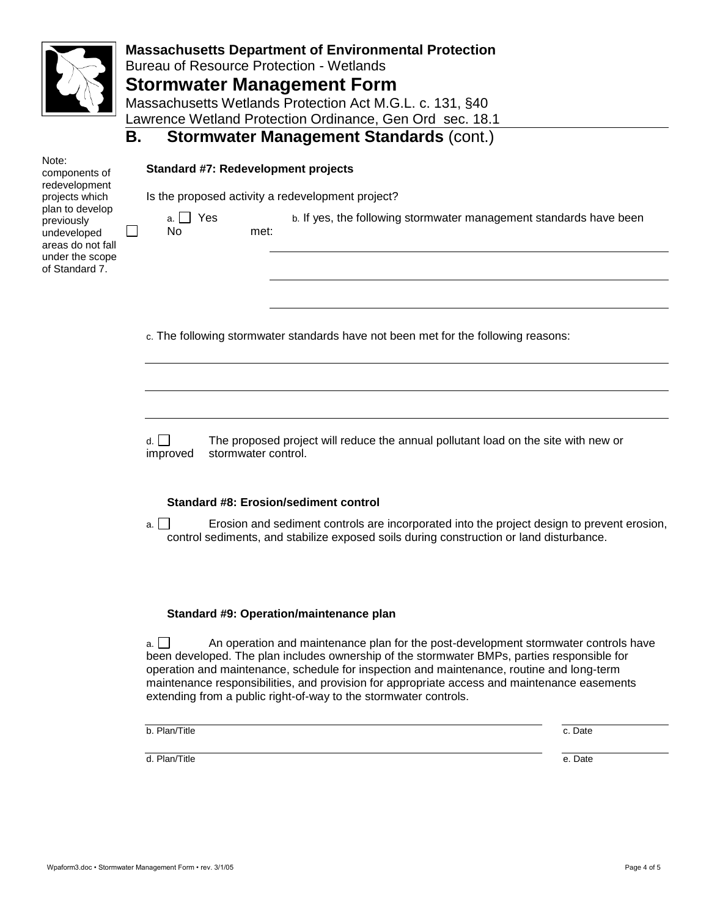**Massachusetts Department of Environmental Protection**
Bureau of Resource Protection - Wetlands

# Stormwater Management Form

Massachusetts Wetlands Protection Act M.G.L. c. 131, §40
Lawrence Wetland Protection Ordinance, Gen Ord sec. 18.1

## B. Stormwater Management Standards (cont.)

Note: components of redevelopment projects which plan to develop previously undeveloped areas do not fall under the scope of Standard 7.

**Standard #7: Redevelopment projects**

Is the proposed activity a redevelopment project?

a. ☐ Yes ☐ No

b. If yes, the following stormwater management standards have been met:

\_\_\_\_\_\_\_\_\_\_\_\_\_\_\_\_\_\_\_\_\_\_\_\_\_\_\_\_\_\_\_\_\_\_\_\_\_\_\_\_

\_\_\_\_\_\_\_\_\_\_\_\_\_\_\_\_\_\_\_\_\_\_\_\_\_\_\_\_\_\_\_\_\_\_\_\_\_\_\_\_

\_\_\_\_\_\_\_\_\_\_\_\_\_\_\_\_\_\_\_\_\_\_\_\_\_\_\_\_\_\_\_\_\_\_\_\_\_\_\_\_

c. The following stormwater standards have not been met for the following reasons:

\_\_\_\_\_\_\_\_\_\_\_\_\_\_\_\_\_\_\_\_\_\_\_\_\_\_\_\_\_\_\_\_\_\_\_\_\_\_\_\_

\_\_\_\_\_\_\_\_\_\_\_\_\_\_\_\_\_\_\_\_\_\_\_\_\_\_\_\_\_\_\_\_\_\_\_\_\_\_\_\_

\_\_\_\_\_\_\_\_\_\_\_\_\_\_\_\_\_\_\_\_\_\_\_\_\_\_\_\_\_\_\_\_\_\_\_\_\_\_\_\_

d. ☐ The proposed project will reduce the annual pollutant load on the site with new or improved stormwater control.

**Standard #8: Erosion/sediment control**

a. ☐ Erosion and sediment controls are incorporated into the project design to prevent erosion, control sediments, and stabilize exposed soils during construction or land disturbance.

**Standard #9: Operation/maintenance plan**

a. ☐ An operation and maintenance plan for the post-development stormwater controls have been developed. The plan includes ownership of the stormwater BMPs, parties responsible for operation and maintenance, schedule for inspection and maintenance, routine and long-term maintenance responsibilities, and provision for appropriate access and maintenance easements extending from a public right-of-way to the stormwater controls.

| | |
|---|---|
| b. Plan/Title | c. Date |
| d. Plan/Title | e. Date |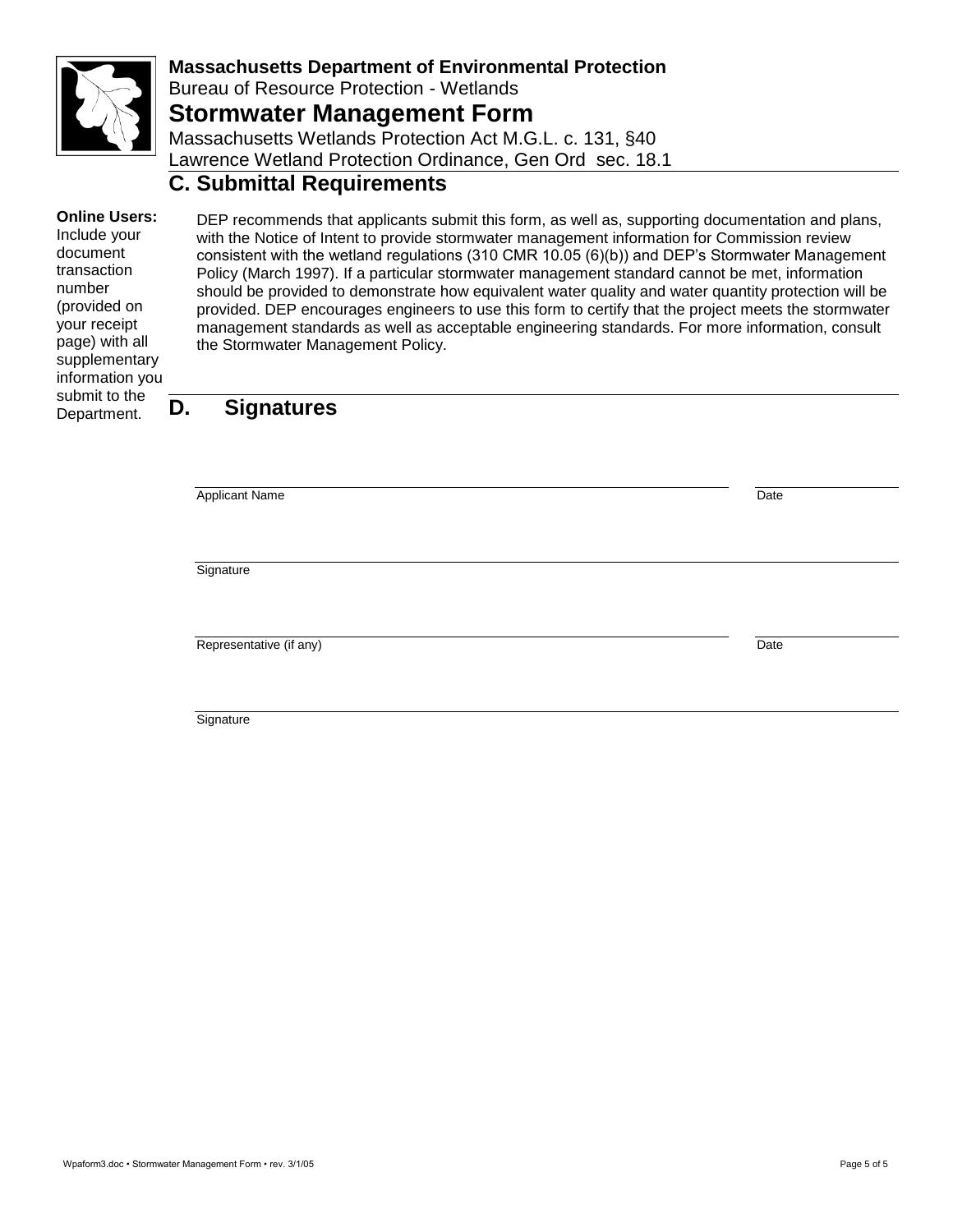**Massachusetts Department of Environmental Protection**
Bureau of Resource Protection - Wetlands

# Stormwater Management Form

Massachusetts Wetlands Protection Act M.G.L. c. 131, §40
Lawrence Wetland Protection Ordinance, Gen Ord sec. 18.1

## C. Submittal Requirements

**Online Users:** Include your document transaction number (provided on your receipt page) with all supplementary information you submit to the Department.

DEP recommends that applicants submit this form, as well as, supporting documentation and plans, with the Notice of Intent to provide stormwater management information for Commission review consistent with the wetland regulations (310 CMR 10.05 (6)(b)) and DEP's Stormwater Management Policy (March 1997). If a particular stormwater management standard cannot be met, information should be provided to demonstrate how equivalent water quality and water quantity protection will be provided. DEP encourages engineers to use this form to certify that the project meets the stormwater management standards as well as acceptable engineering standards. For more information, consult the Stormwater Management Policy.

## D. Signatures

Applicant Name ______________________ Date __________

Signature ______________________

Representative (if any) ______________________ Date __________

Signature ______________________